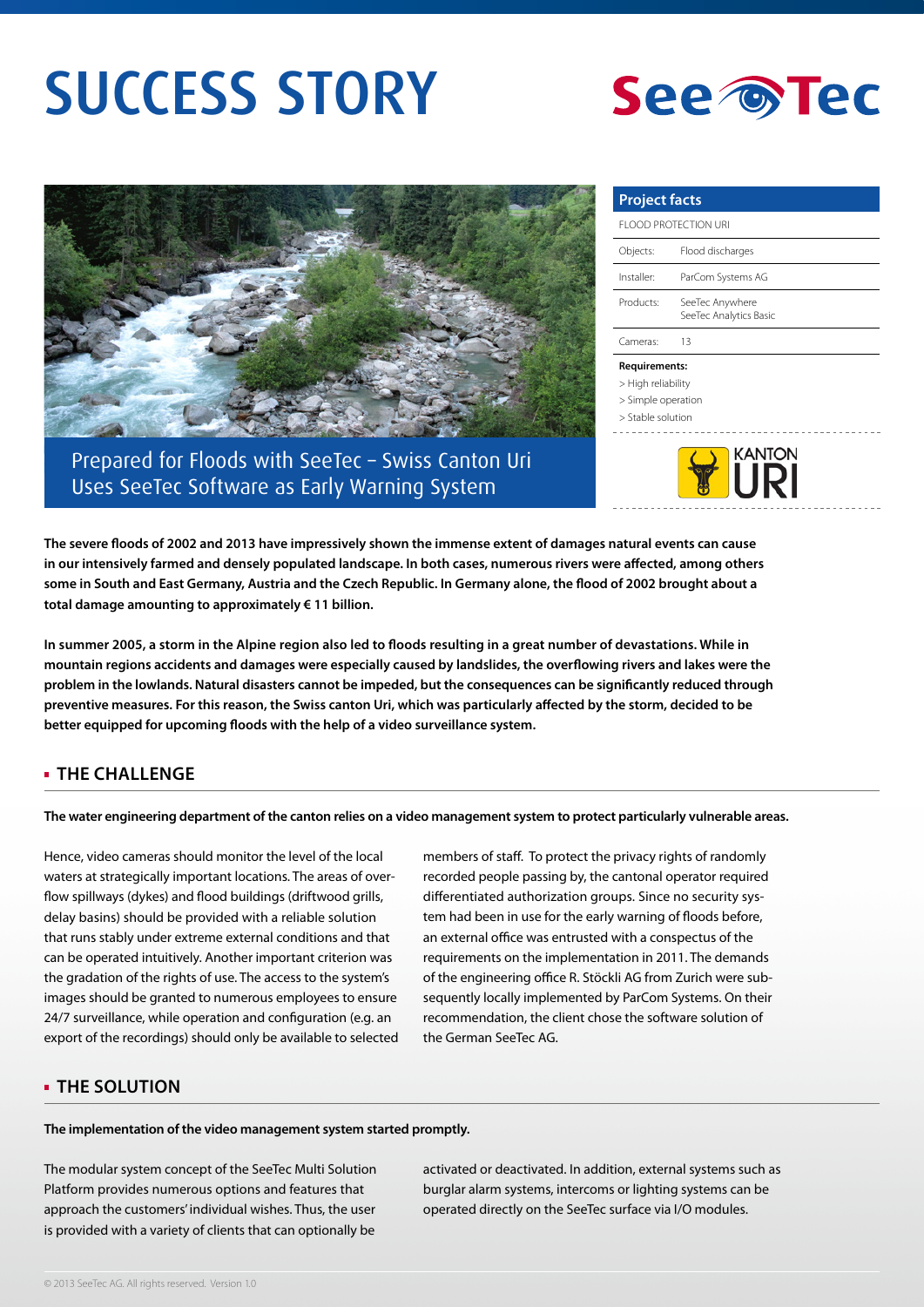# SUCCESS STORY

SeeTec

## Prepared for Floods with SeeTec – Swiss Canton Uri Uses SeeTec Software as Early Warning System

| Project facts | |
|---|---|
| FLOOD PROTECTION URI | |
| Objects: | Flood discharges |
| Installer: | ParCom Systems AG |
| Products: | SeeTec Anywhere<br>SeeTec Analytics Basic |
| Cameras: | 13 |

**Requirements:**

- > High reliability
- > Simple operation
- > Stable solution

KANTON URI

**The severe floods of 2002 and 2013 have impressively shown the immense extent of damages natural events can cause in our intensively farmed and densely populated landscape. In both cases, numerous rivers were affected, among others some in South and East Germany, Austria and the Czech Republic. In Germany alone, the flood of 2002 brought about a total damage amounting to approximately € 11 billion.**

**In summer 2005, a storm in the Alpine region also led to floods resulting in a great number of devastations. While in mountain regions accidents and damages were especially caused by landslides, the overflowing rivers and lakes were the problem in the lowlands. Natural disasters cannot be impeded, but the consequences can be significantly reduced through preventive measures. For this reason, the Swiss canton Uri, which was particularly affected by the storm, decided to be better equipped for upcoming floods with the help of a video surveillance system.**

## THE CHALLENGE

**The water engineering department of the canton relies on a video management system to protect particularly vulnerable areas.**

Hence, video cameras should monitor the level of the local waters at strategically important locations. The areas of overflow spillways (dykes) and flood buildings (driftwood grills, delay basins) should be provided with a reliable solution that runs stably under extreme external conditions and that can be operated intuitively. Another important criterion was the gradation of the rights of use. The access to the system's images should be granted to numerous employees to ensure 24/7 surveillance, while operation and configuration (e.g. an export of the recordings) should only be available to selected members of staff. To protect the privacy rights of randomly recorded people passing by, the cantonal operator required differentiated authorization groups. Since no security system had been in use for the early warning of floods before, an external office was entrusted with a conspectus of the requirements on the implementation in 2011. The demands of the engineering office R. Stöckli AG from Zurich were subsequently locally implemented by ParCom Systems. On their recommendation, the client chose the software solution of the German SeeTec AG.

## THE SOLUTION

**The implementation of the video management system started promptly.**

The modular system concept of the SeeTec Multi Solution Platform provides numerous options and features that approach the customers' individual wishes. Thus, the user is provided with a variety of clients that can optionally be activated or deactivated. In addition, external systems such as burglar alarm systems, intercoms or lighting systems can be operated directly on the SeeTec surface via I/O modules.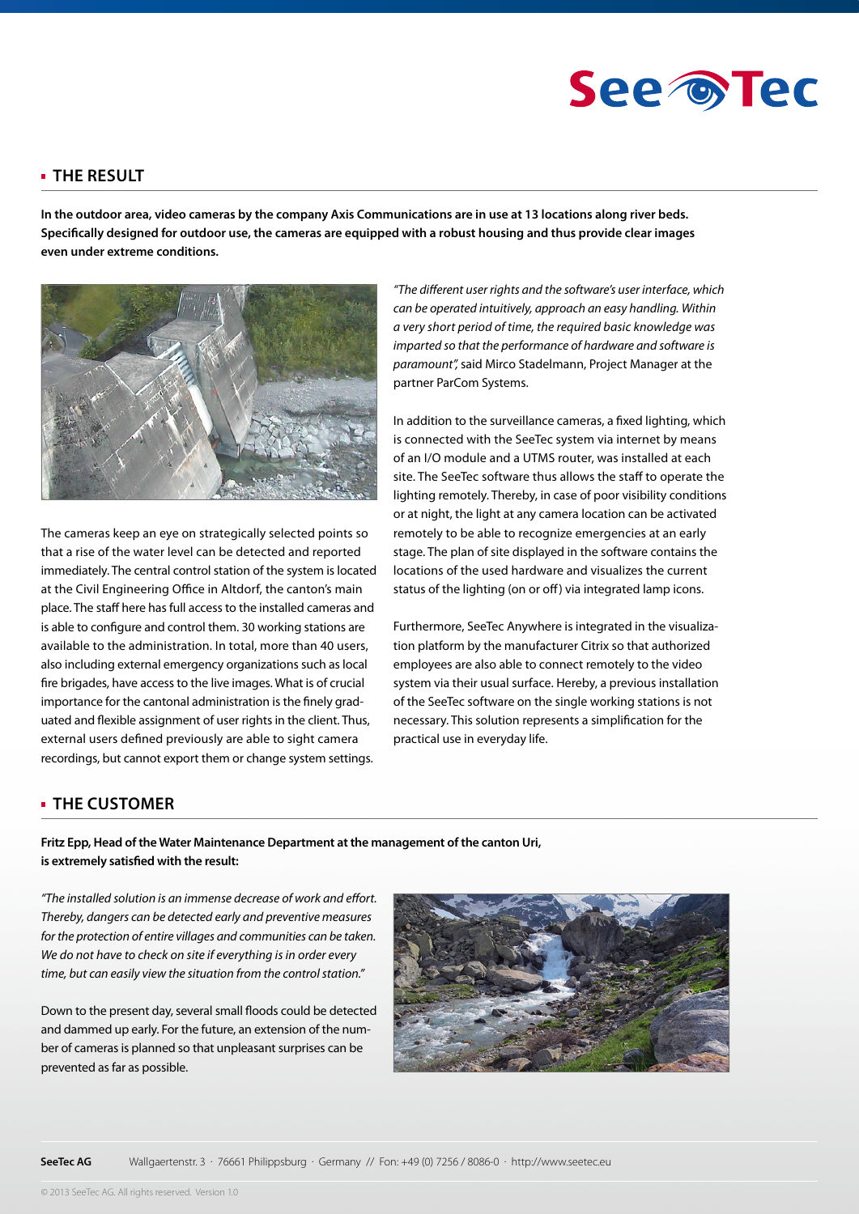## THE RESULT

**In the outdoor area, video cameras by the company Axis Communications are in use at 13 locations along river beds. Specifically designed for outdoor use, the cameras are equipped with a robust housing and thus provide clear images even under extreme conditions.**

The cameras keep an eye on strategically selected points so that a rise of the water level can be detected and reported immediately. The central control station of the system is located at the Civil Engineering Office in Altdorf, the canton's main place. The staff here has full access to the installed cameras and is able to configure and control them. 30 working stations are available to the administration. In total, more than 40 users, also including external emergency organizations such as local fire brigades, have access to the live images. What is of crucial importance for the cantonal administration is the finely graduated and flexible assignment of user rights in the client. Thus, external users defined previously are able to sight camera recordings, but cannot export them or change system settings.

*"The different user rights and the software's user interface, which can be operated intuitively, approach an easy handling. Within a very short period of time, the required basic knowledge was imparted so that the performance of hardware and software is paramount"*, said Mirco Stadelmann, Project Manager at the partner ParCom Systems.

In addition to the surveillance cameras, a fixed lighting, which is connected with the SeeTec system via internet by means of an I/O module and a UTMS router, was installed at each site. The SeeTec software thus allows the staff to operate the lighting remotely. Thereby, in case of poor visibility conditions or at night, the light at any camera location can be activated remotely to be able to recognize emergencies at an early stage. The plan of site displayed in the software contains the locations of the used hardware and visualizes the current status of the lighting (on or off) via integrated lamp icons.

Furthermore, SeeTec Anywhere is integrated in the visualization platform by the manufacturer Citrix so that authorized employees are also able to connect remotely to the video system via their usual surface. Hereby, a previous installation of the SeeTec software on the single working stations is not necessary. This solution represents a simplification for the practical use in everyday life.

## THE CUSTOMER

**Fritz Epp, Head of the Water Maintenance Department at the management of the canton Uri, is extremely satisfied with the result:**

*"The installed solution is an immense decrease of work and effort. Thereby, dangers can be detected early and preventive measures for the protection of entire villages and communities can be taken. We do not have to check on site if everything is in order every time, but can easily view the situation from the control station."*

Down to the present day, several small floods could be detected and dammed up early. For the future, an extension of the number of cameras is planned so that unpleasant surprises can be prevented as far as possible.

**SeeTec AG** Wallgaertenstr. 3 · 76661 Philippsburg · Germany // Fon: +49 (0) 7256 / 8086-0 · http://www.seetec.eu

© 2013 SeeTec AG. All rights reserved. Version 1.0